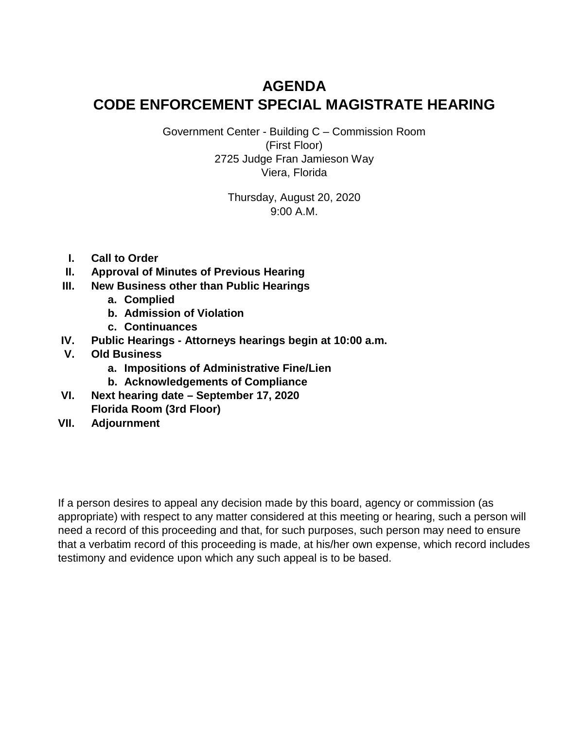# AGENDA
# CODE ENFORCEMENT SPECIAL MAGISTRATE HEARING

Government Center - Building C – Commission Room
(First Floor)
2725 Judge Fran Jamieson Way
Viera, Florida

Thursday, August 20, 2020
9:00 A.M.

I. **Call to Order**
II. **Approval of Minutes of Previous Hearing**
III. **New Business other than Public Hearings**
   a. **Complied**
   b. **Admission of Violation**
   c. **Continuances**
IV. **Public Hearings - Attorneys hearings begin at 10:00 a.m.**
V. **Old Business**
   a. **Impositions of Administrative Fine/Lien**
   b. **Acknowledgements of Compliance**
VI. **Next hearing date – September 17, 2020**
   **Florida Room (3rd Floor)**
VII. **Adjournment**

If a person desires to appeal any decision made by this board, agency or commission (as appropriate) with respect to any matter considered at this meeting or hearing, such a person will need a record of this proceeding and that, for such purposes, such person may need to ensure that a verbatim record of this proceeding is made, at his/her own expense, which record includes testimony and evidence upon which any such appeal is to be based.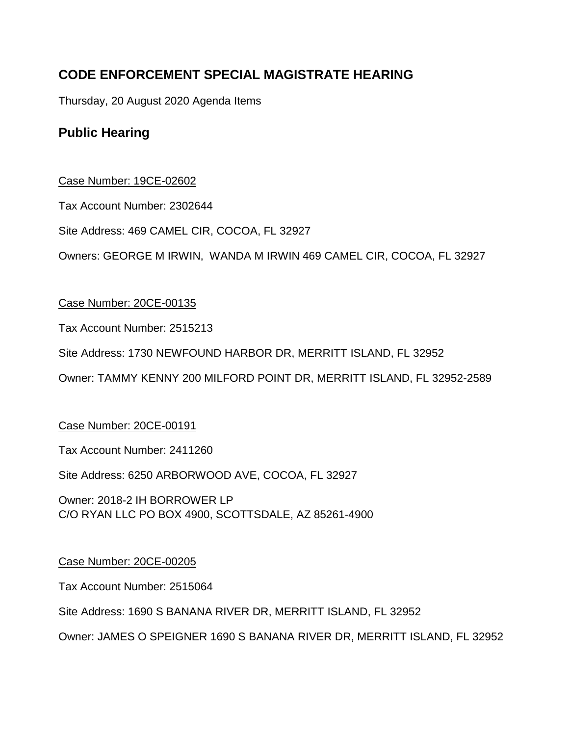## CODE ENFORCEMENT SPECIAL MAGISTRATE HEARING

Thursday, 20 August 2020 Agenda Items

## Public Hearing

Case Number: 19CE-02602

Tax Account Number: 2302644

Site Address: 469 CAMEL CIR, COCOA, FL 32927

Owners: GEORGE M IRWIN, WANDA M IRWIN 469 CAMEL CIR, COCOA, FL 32927

Case Number: 20CE-00135

Tax Account Number: 2515213

Site Address: 1730 NEWFOUND HARBOR DR, MERRITT ISLAND, FL 32952

Owner: TAMMY KENNY 200 MILFORD POINT DR, MERRITT ISLAND, FL 32952-2589

Case Number: 20CE-00191

Tax Account Number: 2411260

Site Address: 6250 ARBORWOOD AVE, COCOA, FL 32927

Owner: 2018-2 IH BORROWER LP
C/O RYAN LLC PO BOX 4900, SCOTTSDALE, AZ 85261-4900

Case Number: 20CE-00205

Tax Account Number: 2515064

Site Address: 1690 S BANANA RIVER DR, MERRITT ISLAND, FL 32952

Owner: JAMES O SPEIGNER 1690 S BANANA RIVER DR, MERRITT ISLAND, FL 32952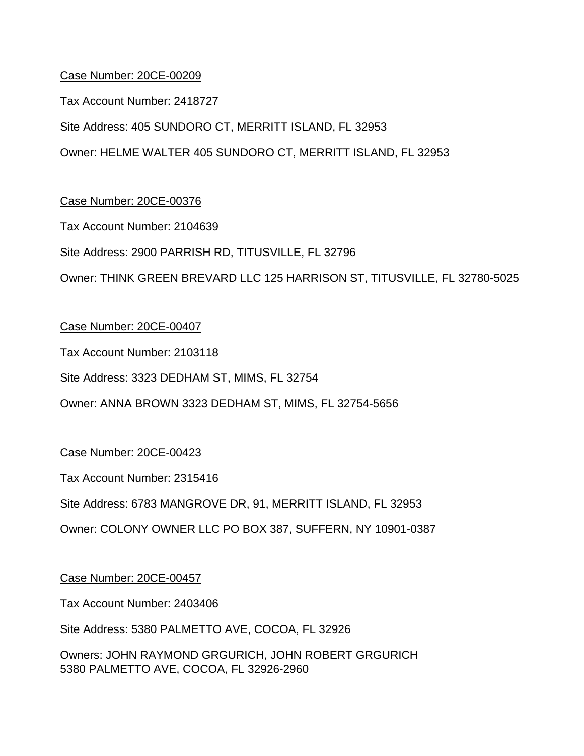Case Number: 20CE-00209

Tax Account Number: 2418727

Site Address: 405 SUNDORO CT, MERRITT ISLAND, FL 32953

Owner: HELME WALTER 405 SUNDORO CT, MERRITT ISLAND, FL 32953

Case Number: 20CE-00376

Tax Account Number: 2104639

Site Address: 2900 PARRISH RD, TITUSVILLE, FL 32796

Owner: THINK GREEN BREVARD LLC 125 HARRISON ST, TITUSVILLE, FL 32780-5025

Case Number: 20CE-00407

Tax Account Number: 2103118

Site Address: 3323 DEDHAM ST, MIMS, FL 32754

Owner: ANNA BROWN 3323 DEDHAM ST, MIMS, FL 32754-5656

Case Number: 20CE-00423

Tax Account Number: 2315416

Site Address: 6783 MANGROVE DR, 91, MERRITT ISLAND, FL 32953

Owner: COLONY OWNER LLC PO BOX 387, SUFFERN, NY 10901-0387

Case Number: 20CE-00457

Tax Account Number: 2403406

Site Address: 5380 PALMETTO AVE, COCOA, FL 32926

Owners: JOHN RAYMOND GRGURICH, JOHN ROBERT GRGURICH
5380 PALMETTO AVE, COCOA, FL 32926-2960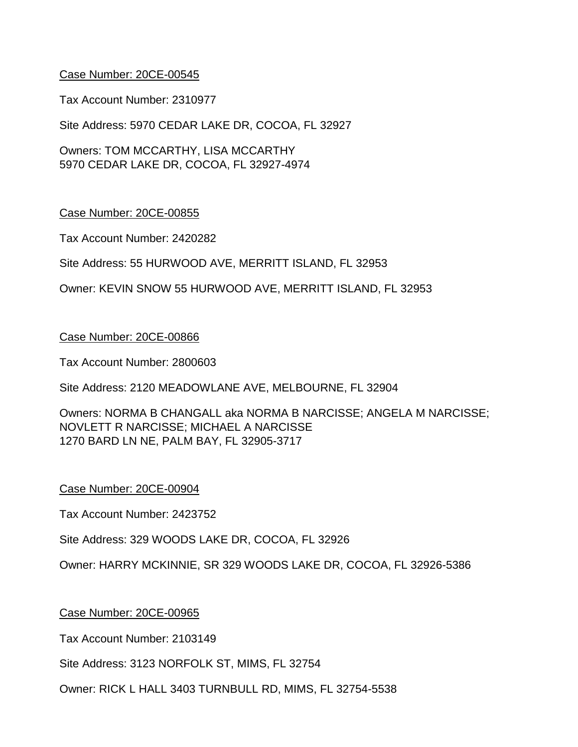Case Number: 20CE-00545

Tax Account Number: 2310977

Site Address: 5970 CEDAR LAKE DR, COCOA, FL 32927

Owners: TOM MCCARTHY, LISA MCCARTHY
5970 CEDAR LAKE DR, COCOA, FL 32927-4974

Case Number: 20CE-00855

Tax Account Number: 2420282

Site Address: 55 HURWOOD AVE, MERRITT ISLAND, FL 32953

Owner: KEVIN SNOW 55 HURWOOD AVE, MERRITT ISLAND, FL 32953

Case Number: 20CE-00866

Tax Account Number: 2800603

Site Address: 2120 MEADOWLANE AVE, MELBOURNE, FL 32904

Owners: NORMA B CHANGALL aka NORMA B NARCISSE; ANGELA M NARCISSE; NOVLETT R NARCISSE; MICHAEL A NARCISSE
1270 BARD LN NE, PALM BAY, FL 32905-3717

Case Number: 20CE-00904

Tax Account Number: 2423752

Site Address: 329 WOODS LAKE DR, COCOA, FL 32926

Owner: HARRY MCKINNIE, SR 329 WOODS LAKE DR, COCOA, FL 32926-5386

Case Number: 20CE-00965

Tax Account Number: 2103149

Site Address: 3123 NORFOLK ST, MIMS, FL 32754

Owner: RICK L HALL 3403 TURNBULL RD, MIMS, FL 32754-5538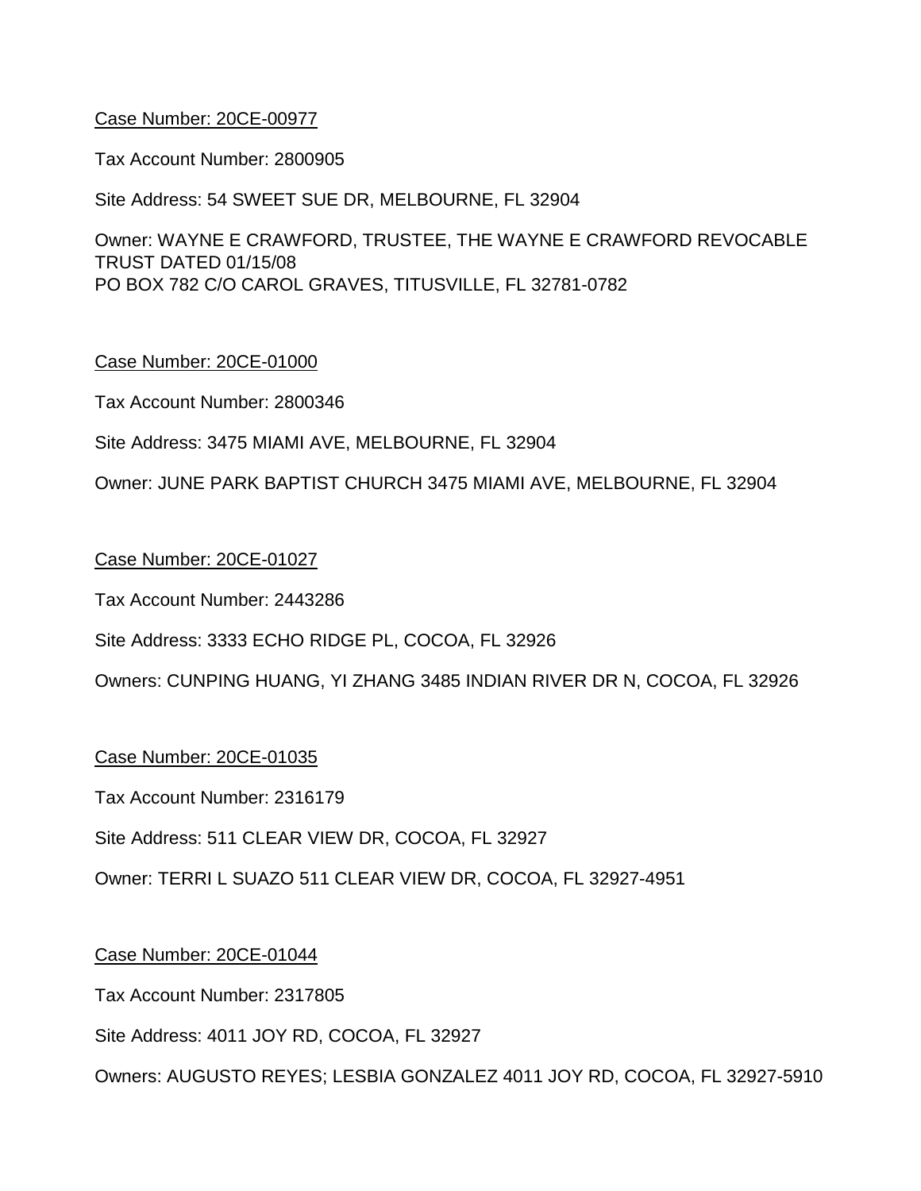<u>Case Number: 20CE-00977</u>

Tax Account Number: 2800905

Site Address: 54 SWEET SUE DR, MELBOURNE, FL 32904

Owner: WAYNE E CRAWFORD, TRUSTEE, THE WAYNE E CRAWFORD REVOCABLE TRUST DATED 01/15/08
PO BOX 782 C/O CAROL GRAVES, TITUSVILLE, FL 32781-0782

<u>Case Number: 20CE-01000</u>

Tax Account Number: 2800346

Site Address: 3475 MIAMI AVE, MELBOURNE, FL 32904

Owner: JUNE PARK BAPTIST CHURCH 3475 MIAMI AVE, MELBOURNE, FL 32904

<u>Case Number: 20CE-01027</u>

Tax Account Number: 2443286

Site Address: 3333 ECHO RIDGE PL, COCOA, FL 32926

Owners: CUNPING HUANG, YI ZHANG 3485 INDIAN RIVER DR N, COCOA, FL 32926

<u>Case Number: 20CE-01035</u>

Tax Account Number: 2316179

Site Address: 511 CLEAR VIEW DR, COCOA, FL 32927

Owner: TERRI L SUAZO 511 CLEAR VIEW DR, COCOA, FL 32927-4951

<u>Case Number: 20CE-01044</u>

Tax Account Number: 2317805

Site Address: 4011 JOY RD, COCOA, FL 32927

Owners: AUGUSTO REYES; LESBIA GONZALEZ 4011 JOY RD, COCOA, FL 32927-5910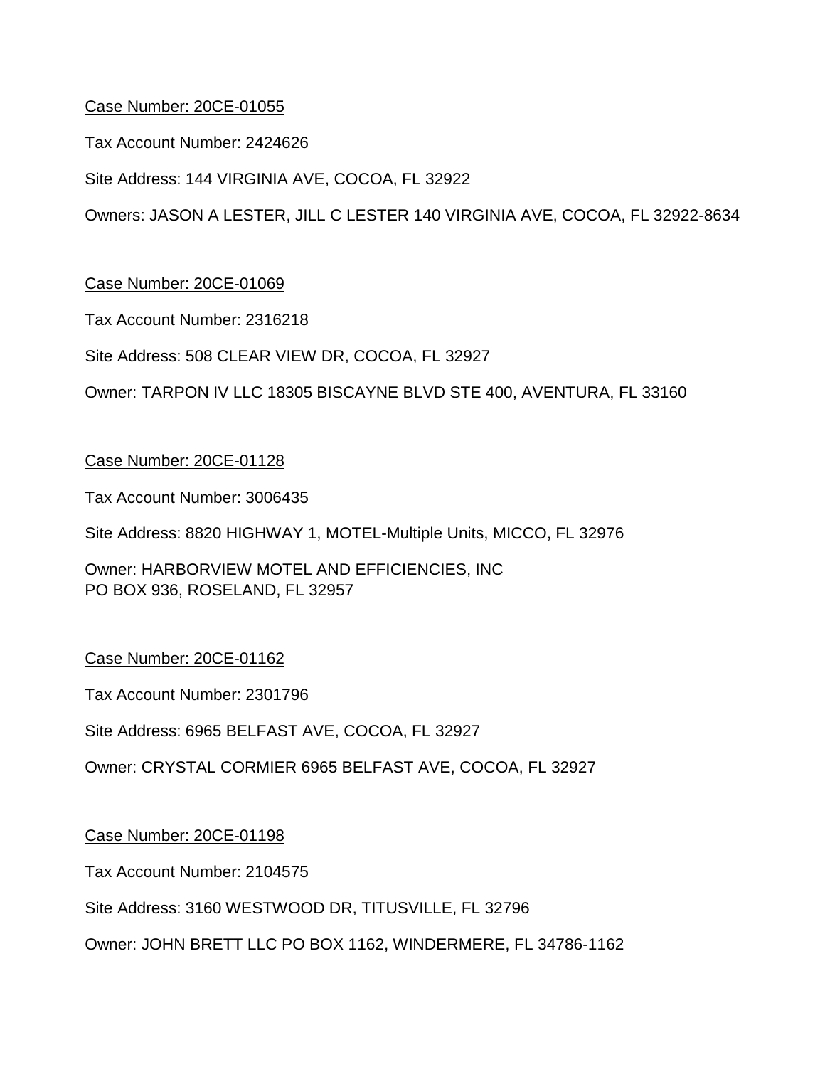Case Number: 20CE-01055

Tax Account Number: 2424626

Site Address: 144 VIRGINIA AVE, COCOA, FL 32922

Owners: JASON A LESTER, JILL C LESTER 140 VIRGINIA AVE, COCOA, FL 32922-8634

Case Number: 20CE-01069

Tax Account Number: 2316218

Site Address: 508 CLEAR VIEW DR, COCOA, FL 32927

Owner: TARPON IV LLC 18305 BISCAYNE BLVD STE 400, AVENTURA, FL 33160

Case Number: 20CE-01128

Tax Account Number: 3006435

Site Address: 8820 HIGHWAY 1, MOTEL-Multiple Units, MICCO, FL 32976

Owner: HARBORVIEW MOTEL AND EFFICIENCIES, INC
PO BOX 936, ROSELAND, FL 32957

Case Number: 20CE-01162

Tax Account Number: 2301796

Site Address: 6965 BELFAST AVE, COCOA, FL 32927

Owner: CRYSTAL CORMIER 6965 BELFAST AVE, COCOA, FL 32927

Case Number: 20CE-01198

Tax Account Number: 2104575

Site Address: 3160 WESTWOOD DR, TITUSVILLE, FL 32796

Owner: JOHN BRETT LLC PO BOX 1162, WINDERMERE, FL 34786-1162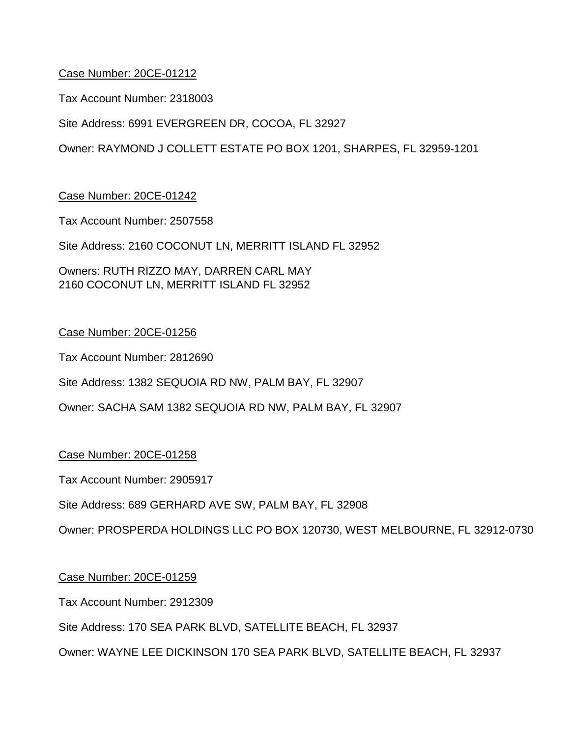<u>Case Number: 20CE-01212</u>

Tax Account Number: 2318003

Site Address: 6991 EVERGREEN DR, COCOA, FL 32927

Owner: RAYMOND J COLLETT ESTATE PO BOX 1201, SHARPES, FL 32959-1201

<u>Case Number: 20CE-01242</u>

Tax Account Number: 2507558

Site Address: 2160 COCONUT LN, MERRITT ISLAND FL 32952

Owners: RUTH RIZZO MAY, DARREN CARL MAY
2160 COCONUT LN, MERRITT ISLAND FL 32952

<u>Case Number: 20CE-01256</u>

Tax Account Number: 2812690

Site Address: 1382 SEQUOIA RD NW, PALM BAY, FL 32907

Owner: SACHA SAM 1382 SEQUOIA RD NW, PALM BAY, FL 32907

<u>Case Number: 20CE-01258</u>

Tax Account Number: 2905917

Site Address: 689 GERHARD AVE SW, PALM BAY, FL 32908

Owner: PROSPERDA HOLDINGS LLC PO BOX 120730, WEST MELBOURNE, FL 32912-0730

<u>Case Number: 20CE-01259</u>

Tax Account Number: 2912309

Site Address: 170 SEA PARK BLVD, SATELLITE BEACH, FL 32937

Owner: WAYNE LEE DICKINSON 170 SEA PARK BLVD, SATELLITE BEACH, FL 32937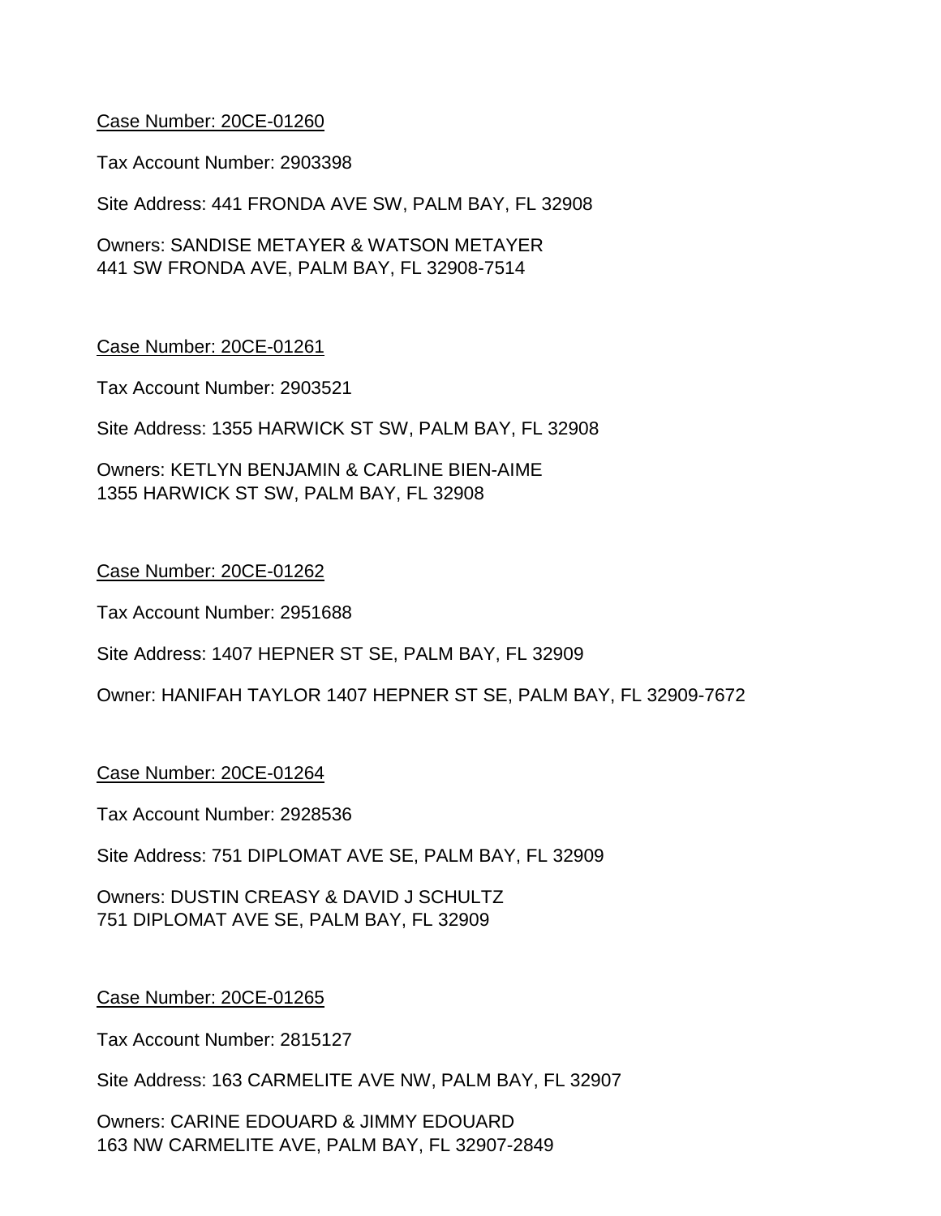Case Number: 20CE-01260

Tax Account Number: 2903398

Site Address: 441 FRONDA AVE SW, PALM BAY, FL 32908

Owners: SANDISE METAYER & WATSON METAYER
441 SW FRONDA AVE, PALM BAY, FL 32908-7514

Case Number: 20CE-01261

Tax Account Number: 2903521

Site Address: 1355 HARWICK ST SW, PALM BAY, FL 32908

Owners: KETLYN BENJAMIN & CARLINE BIEN-AIME
1355 HARWICK ST SW, PALM BAY, FL 32908

Case Number: 20CE-01262

Tax Account Number: 2951688

Site Address: 1407 HEPNER ST SE, PALM BAY, FL 32909

Owner: HANIFAH TAYLOR 1407 HEPNER ST SE, PALM BAY, FL 32909-7672

Case Number: 20CE-01264

Tax Account Number: 2928536

Site Address: 751 DIPLOMAT AVE SE, PALM BAY, FL 32909

Owners: DUSTIN CREASY & DAVID J SCHULTZ
751 DIPLOMAT AVE SE, PALM BAY, FL 32909

Case Number: 20CE-01265

Tax Account Number: 2815127

Site Address: 163 CARMELITE AVE NW, PALM BAY, FL 32907

Owners: CARINE EDOUARD & JIMMY EDOUARD
163 NW CARMELITE AVE, PALM BAY, FL 32907-2849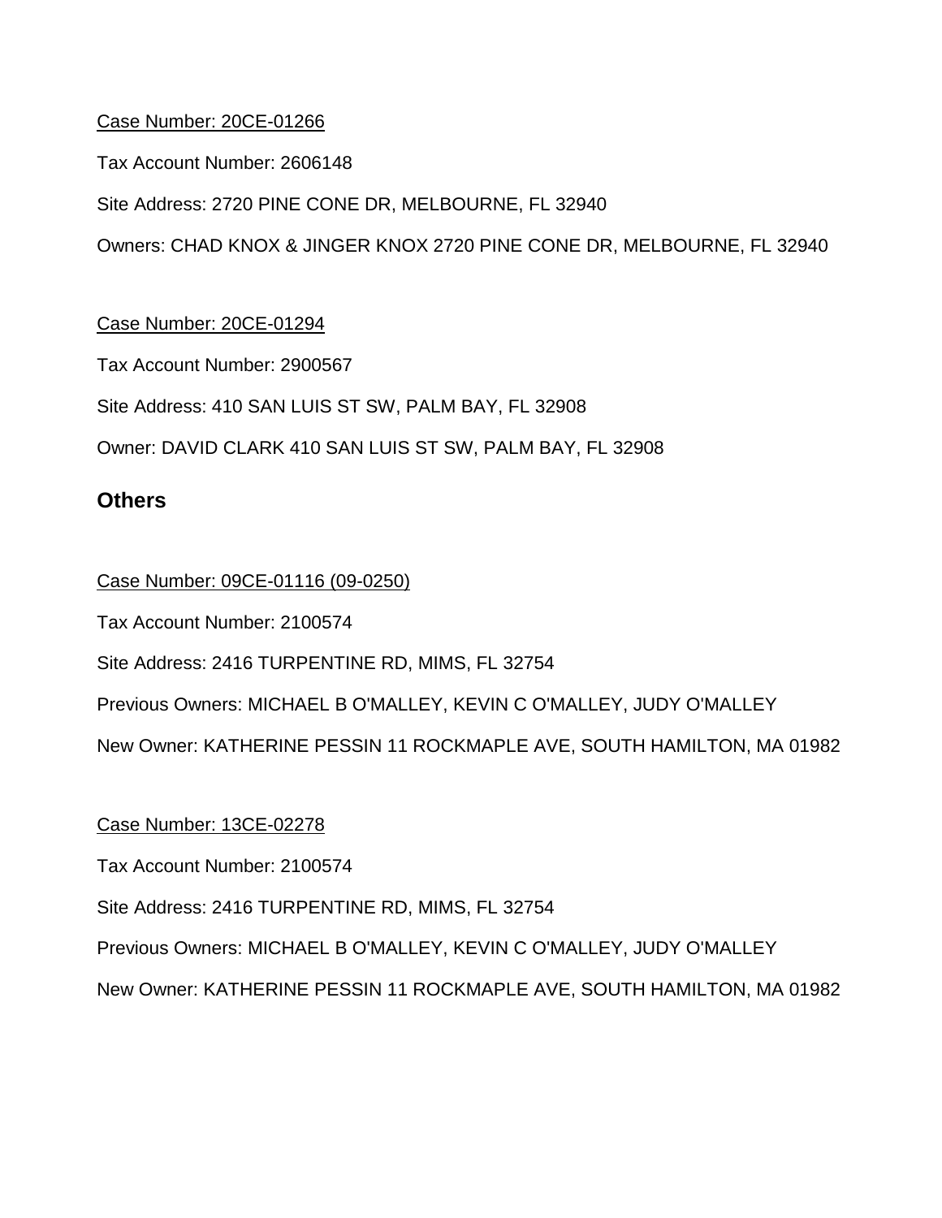Case Number: 20CE-01266

Tax Account Number: 2606148

Site Address: 2720 PINE CONE DR, MELBOURNE, FL 32940

Owners: CHAD KNOX & JINGER KNOX 2720 PINE CONE DR, MELBOURNE, FL 32940

Case Number: 20CE-01294

Tax Account Number: 2900567

Site Address: 410 SAN LUIS ST SW, PALM BAY, FL 32908

Owner: DAVID CLARK 410 SAN LUIS ST SW, PALM BAY, FL 32908

## Others

Case Number: 09CE-01116 (09-0250)

Tax Account Number: 2100574

Site Address: 2416 TURPENTINE RD, MIMS, FL 32754

Previous Owners: MICHAEL B O'MALLEY, KEVIN C O'MALLEY, JUDY O'MALLEY

New Owner: KATHERINE PESSIN 11 ROCKMAPLE AVE, SOUTH HAMILTON, MA 01982

Case Number: 13CE-02278

Tax Account Number: 2100574

Site Address: 2416 TURPENTINE RD, MIMS, FL 32754

Previous Owners: MICHAEL B O'MALLEY, KEVIN C O'MALLEY, JUDY O'MALLEY

New Owner: KATHERINE PESSIN 11 ROCKMAPLE AVE, SOUTH HAMILTON, MA 01982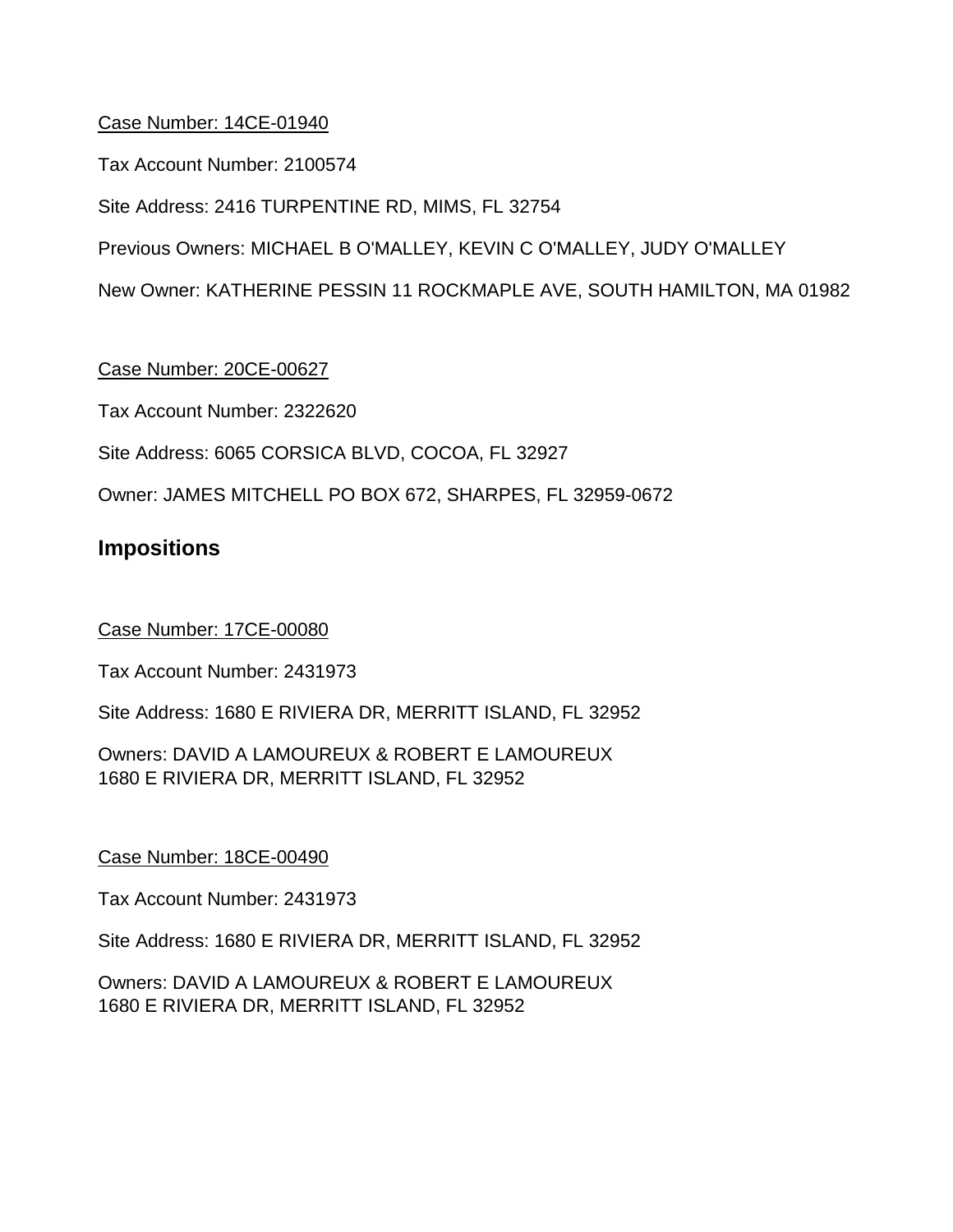Case Number: 14CE-01940

Tax Account Number: 2100574

Site Address: 2416 TURPENTINE RD, MIMS, FL 32754

Previous Owners: MICHAEL B O'MALLEY, KEVIN C O'MALLEY, JUDY O'MALLEY

New Owner: KATHERINE PESSIN 11 ROCKMAPLE AVE, SOUTH HAMILTON, MA 01982

Case Number: 20CE-00627

Tax Account Number: 2322620

Site Address: 6065 CORSICA BLVD, COCOA, FL 32927

Owner: JAMES MITCHELL PO BOX 672, SHARPES, FL 32959-0672

## Impositions

Case Number: 17CE-00080

Tax Account Number: 2431973

Site Address: 1680 E RIVIERA DR, MERRITT ISLAND, FL 32952

Owners: DAVID A LAMOUREUX & ROBERT E LAMOUREUX
1680 E RIVIERA DR, MERRITT ISLAND, FL 32952

Case Number: 18CE-00490

Tax Account Number: 2431973

Site Address: 1680 E RIVIERA DR, MERRITT ISLAND, FL 32952

Owners: DAVID A LAMOUREUX & ROBERT E LAMOUREUX
1680 E RIVIERA DR, MERRITT ISLAND, FL 32952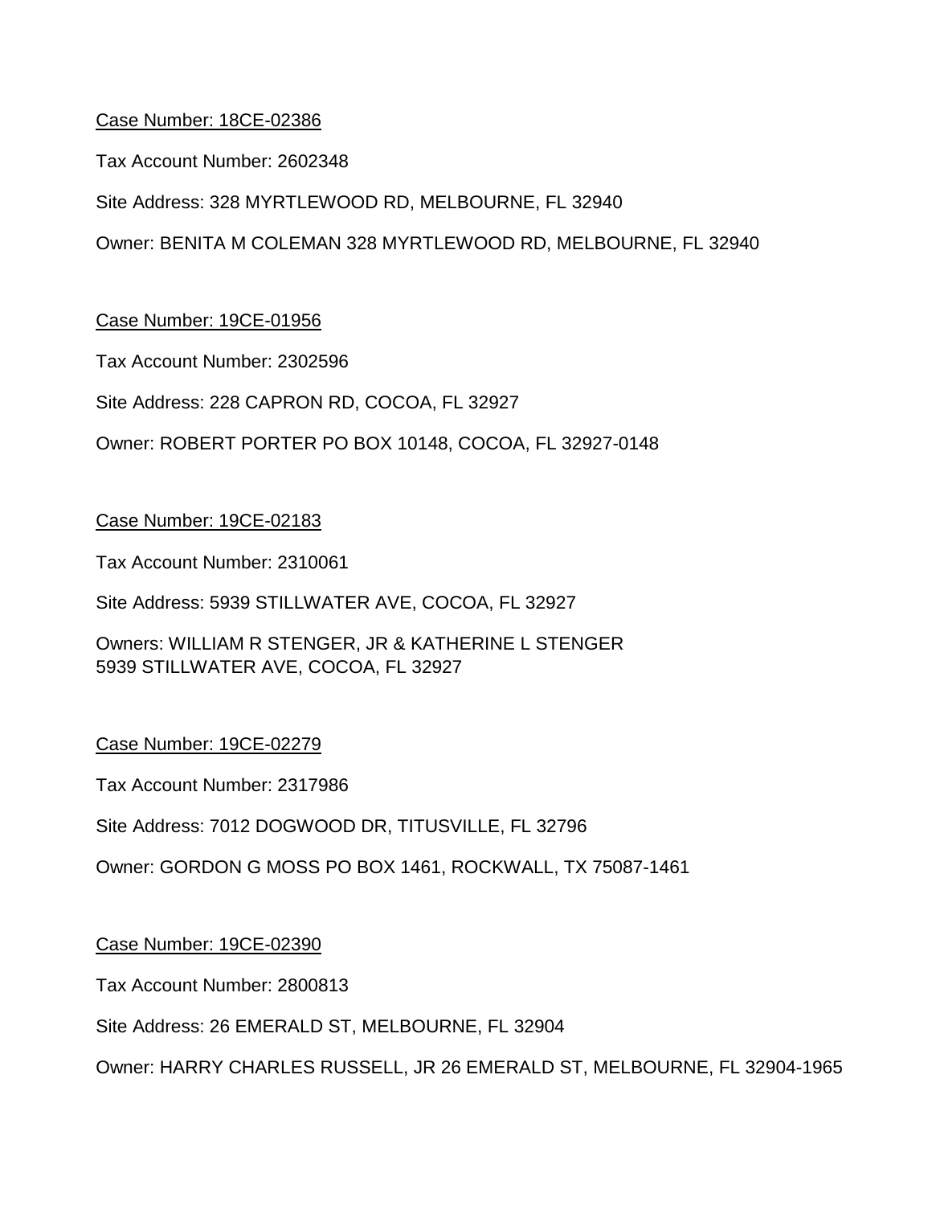Case Number: 18CE-02386

Tax Account Number: 2602348

Site Address: 328 MYRTLEWOOD RD, MELBOURNE, FL 32940

Owner: BENITA M COLEMAN 328 MYRTLEWOOD RD, MELBOURNE, FL 32940

Case Number: 19CE-01956

Tax Account Number: 2302596

Site Address: 228 CAPRON RD, COCOA, FL 32927

Owner: ROBERT PORTER PO BOX 10148, COCOA, FL 32927-0148

Case Number: 19CE-02183

Tax Account Number: 2310061

Site Address: 5939 STILLWATER AVE, COCOA, FL 32927

Owners: WILLIAM R STENGER, JR & KATHERINE L STENGER
5939 STILLWATER AVE, COCOA, FL 32927

Case Number: 19CE-02279

Tax Account Number: 2317986

Site Address: 7012 DOGWOOD DR, TITUSVILLE, FL 32796

Owner: GORDON G MOSS PO BOX 1461, ROCKWALL, TX 75087-1461

Case Number: 19CE-02390

Tax Account Number: 2800813

Site Address: 26 EMERALD ST, MELBOURNE, FL 32904

Owner: HARRY CHARLES RUSSELL, JR 26 EMERALD ST, MELBOURNE, FL 32904-1965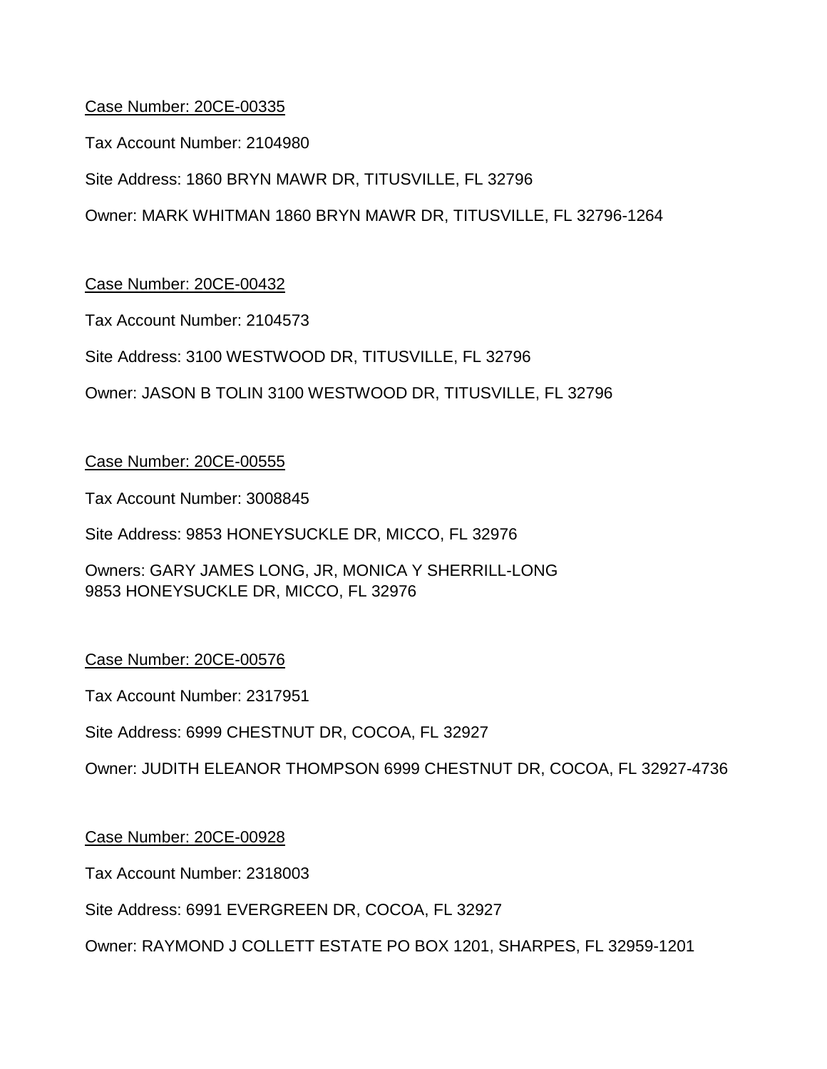Case Number: 20CE-00335

Tax Account Number: 2104980

Site Address: 1860 BRYN MAWR DR, TITUSVILLE, FL 32796

Owner: MARK WHITMAN 1860 BRYN MAWR DR, TITUSVILLE, FL 32796-1264

Case Number: 20CE-00432

Tax Account Number: 2104573

Site Address: 3100 WESTWOOD DR, TITUSVILLE, FL 32796

Owner: JASON B TOLIN 3100 WESTWOOD DR, TITUSVILLE, FL 32796

Case Number: 20CE-00555

Tax Account Number: 3008845

Site Address: 9853 HONEYSUCKLE DR, MICCO, FL 32976

Owners: GARY JAMES LONG, JR, MONICA Y SHERRILL-LONG
9853 HONEYSUCKLE DR, MICCO, FL 32976

Case Number: 20CE-00576

Tax Account Number: 2317951

Site Address: 6999 CHESTNUT DR, COCOA, FL 32927

Owner: JUDITH ELEANOR THOMPSON 6999 CHESTNUT DR, COCOA, FL 32927-4736

Case Number: 20CE-00928

Tax Account Number: 2318003

Site Address: 6991 EVERGREEN DR, COCOA, FL 32927

Owner: RAYMOND J COLLETT ESTATE PO BOX 1201, SHARPES, FL 32959-1201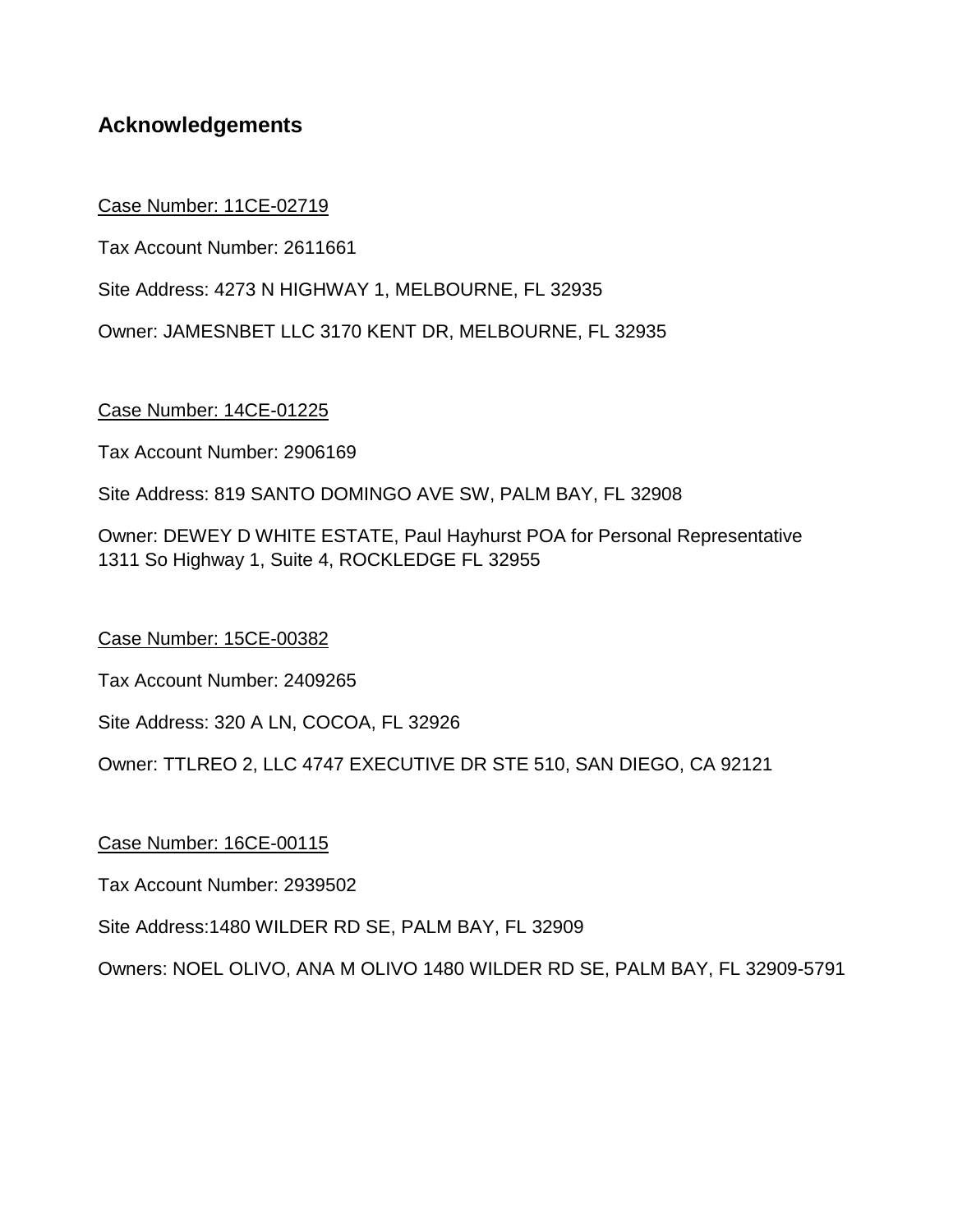## Acknowledgements

Case Number: 11CE-02719

Tax Account Number: 2611661

Site Address: 4273 N HIGHWAY 1, MELBOURNE, FL 32935

Owner: JAMESNBET LLC 3170 KENT DR, MELBOURNE, FL 32935

Case Number: 14CE-01225

Tax Account Number: 2906169

Site Address: 819 SANTO DOMINGO AVE SW, PALM BAY, FL 32908

Owner: DEWEY D WHITE ESTATE, Paul Hayhurst POA for Personal Representative
1311 So Highway 1, Suite 4, ROCKLEDGE FL 32955

Case Number: 15CE-00382

Tax Account Number: 2409265

Site Address: 320 A LN, COCOA, FL 32926

Owner: TTLREO 2, LLC 4747 EXECUTIVE DR STE 510, SAN DIEGO, CA 92121

Case Number: 16CE-00115

Tax Account Number: 2939502

Site Address:1480 WILDER RD SE, PALM BAY, FL 32909

Owners: NOEL OLIVO, ANA M OLIVO 1480 WILDER RD SE, PALM BAY, FL 32909-5791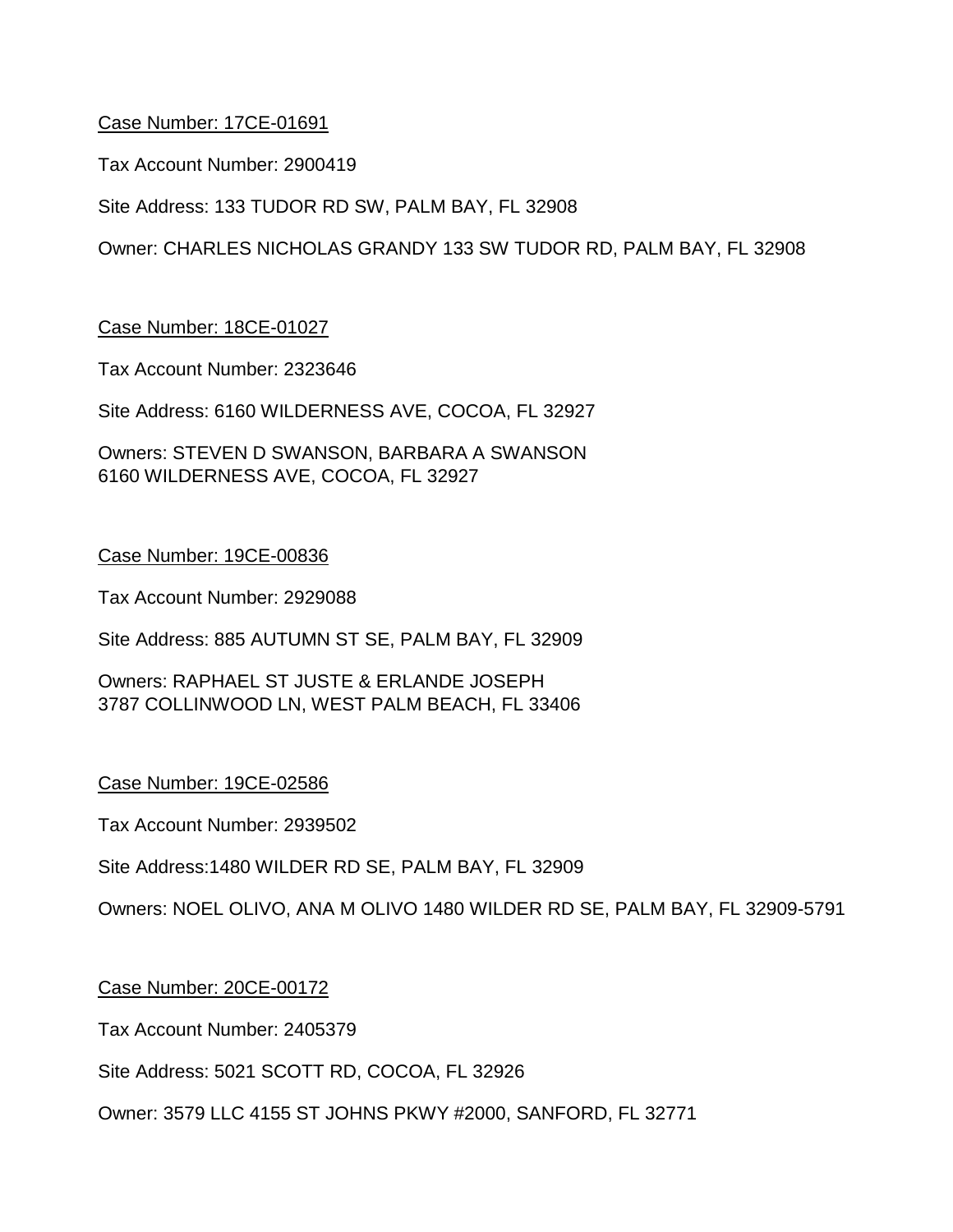Case Number: 17CE-01691

Tax Account Number: 2900419

Site Address: 133 TUDOR RD SW, PALM BAY, FL 32908

Owner: CHARLES NICHOLAS GRANDY 133 SW TUDOR RD, PALM BAY, FL 32908

Case Number: 18CE-01027

Tax Account Number: 2323646

Site Address: 6160 WILDERNESS AVE, COCOA, FL 32927

Owners: STEVEN D SWANSON, BARBARA A SWANSON
6160 WILDERNESS AVE, COCOA, FL 32927

Case Number: 19CE-00836

Tax Account Number: 2929088

Site Address: 885 AUTUMN ST SE, PALM BAY, FL 32909

Owners: RAPHAEL ST JUSTE & ERLANDE JOSEPH
3787 COLLINWOOD LN, WEST PALM BEACH, FL 33406

Case Number: 19CE-02586

Tax Account Number: 2939502

Site Address:1480 WILDER RD SE, PALM BAY, FL 32909

Owners: NOEL OLIVO, ANA M OLIVO 1480 WILDER RD SE, PALM BAY, FL 32909-5791

Case Number: 20CE-00172

Tax Account Number: 2405379

Site Address: 5021 SCOTT RD, COCOA, FL 32926

Owner: 3579 LLC 4155 ST JOHNS PKWY #2000, SANFORD, FL 32771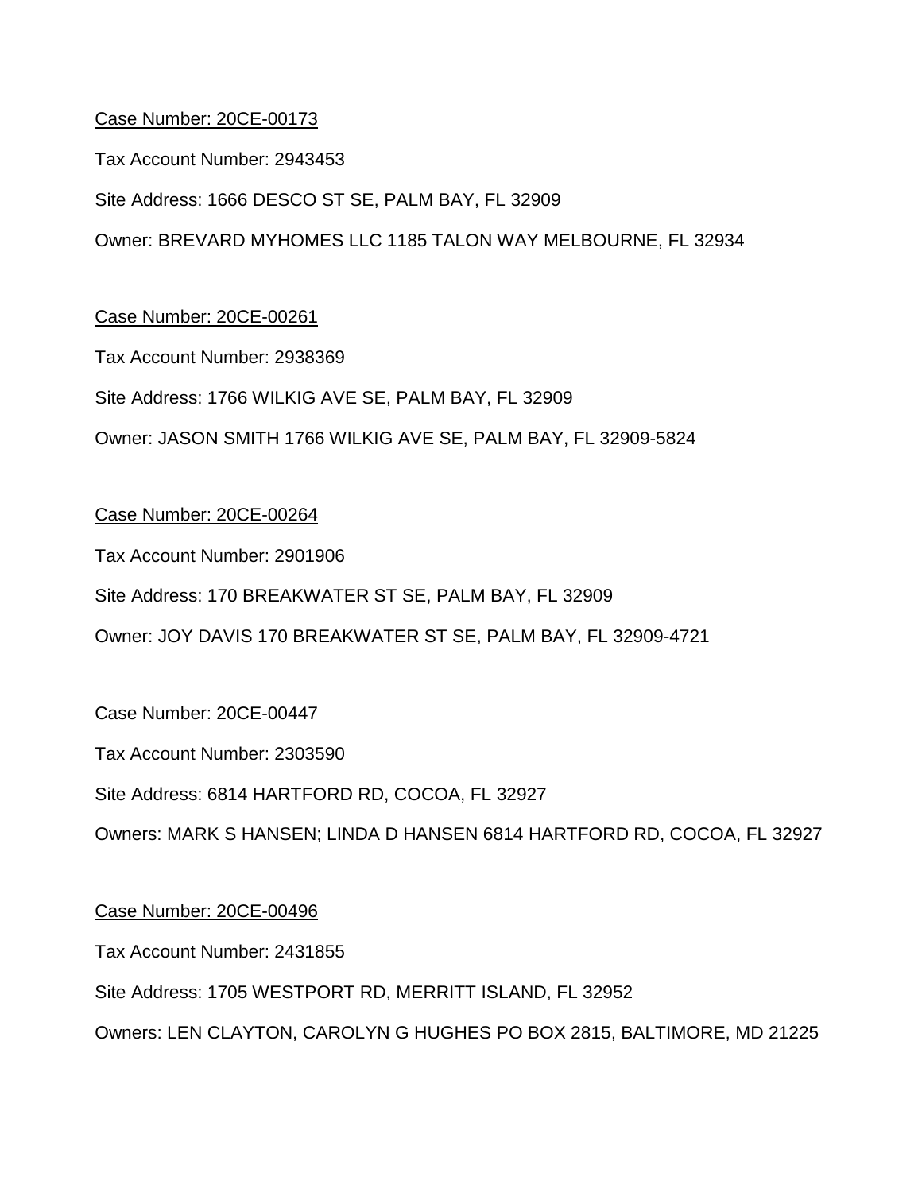<u>Case Number: 20CE-00173</u>

Tax Account Number: 2943453

Site Address: 1666 DESCO ST SE, PALM BAY, FL 32909

Owner: BREVARD MYHOMES LLC 1185 TALON WAY MELBOURNE, FL 32934

<u>Case Number: 20CE-00261</u>

Tax Account Number: 2938369

Site Address: 1766 WILKIG AVE SE, PALM BAY, FL 32909

Owner: JASON SMITH 1766 WILKIG AVE SE, PALM BAY, FL 32909-5824

<u>Case Number: 20CE-00264</u>

Tax Account Number: 2901906

Site Address: 170 BREAKWATER ST SE, PALM BAY, FL 32909

Owner: JOY DAVIS 170 BREAKWATER ST SE, PALM BAY, FL 32909-4721

<u>Case Number: 20CE-00447</u>

Tax Account Number: 2303590

Site Address: 6814 HARTFORD RD, COCOA, FL 32927

Owners: MARK S HANSEN; LINDA D HANSEN 6814 HARTFORD RD, COCOA, FL 32927

<u>Case Number: 20CE-00496</u>

Tax Account Number: 2431855

Site Address: 1705 WESTPORT RD, MERRITT ISLAND, FL 32952

Owners: LEN CLAYTON, CAROLYN G HUGHES PO BOX 2815, BALTIMORE, MD 21225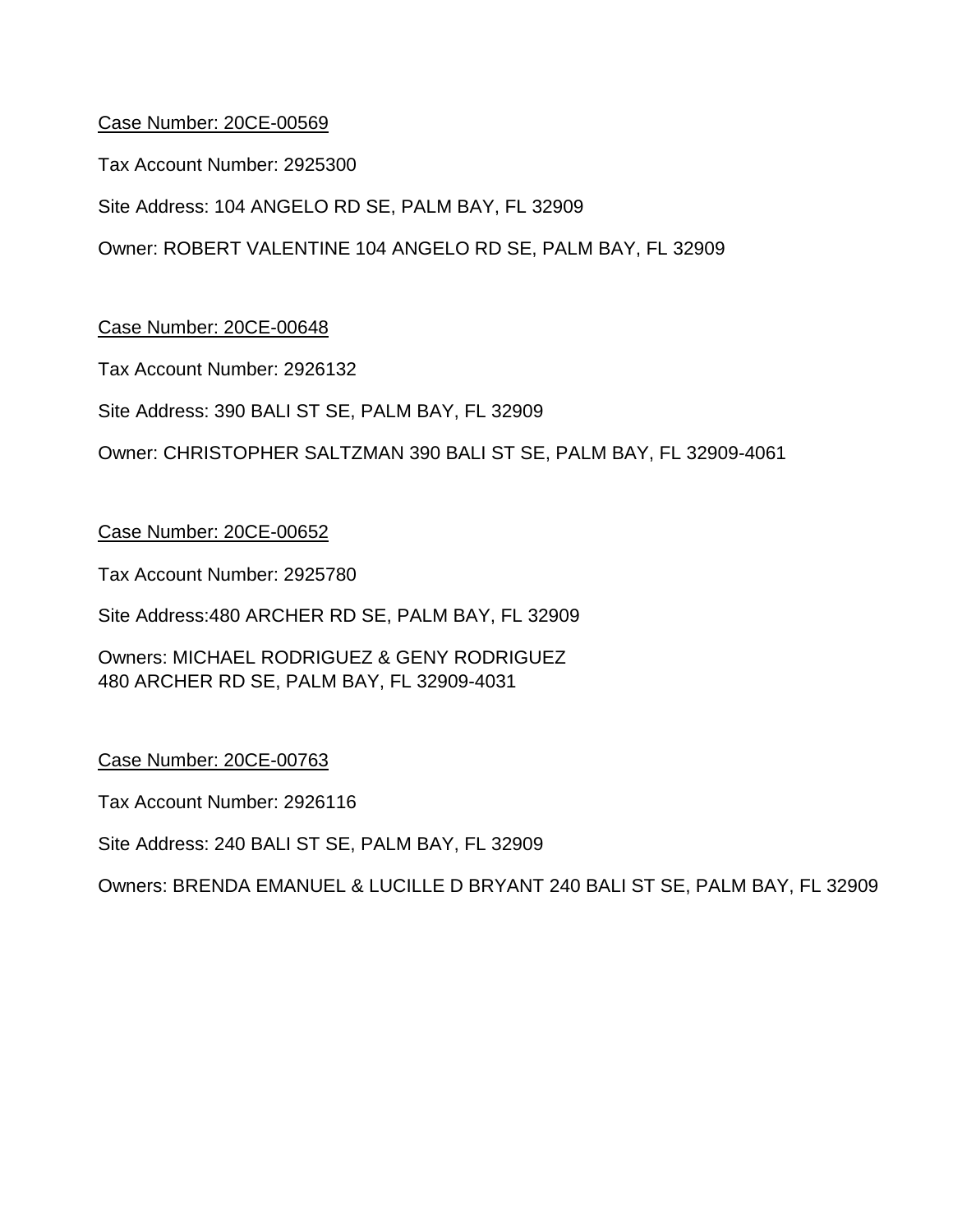Case Number: 20CE-00569

Tax Account Number: 2925300

Site Address: 104 ANGELO RD SE, PALM BAY, FL 32909

Owner: ROBERT VALENTINE 104 ANGELO RD SE, PALM BAY, FL 32909

Case Number: 20CE-00648

Tax Account Number: 2926132

Site Address: 390 BALI ST SE, PALM BAY, FL 32909

Owner: CHRISTOPHER SALTZMAN 390 BALI ST SE, PALM BAY, FL 32909-4061

Case Number: 20CE-00652

Tax Account Number: 2925780

Site Address:480 ARCHER RD SE, PALM BAY, FL 32909

Owners: MICHAEL RODRIGUEZ & GENY RODRIGUEZ
480 ARCHER RD SE, PALM BAY, FL 32909-4031

Case Number: 20CE-00763

Tax Account Number: 2926116

Site Address: 240 BALI ST SE, PALM BAY, FL 32909

Owners: BRENDA EMANUEL & LUCILLE D BRYANT 240 BALI ST SE, PALM BAY, FL 32909